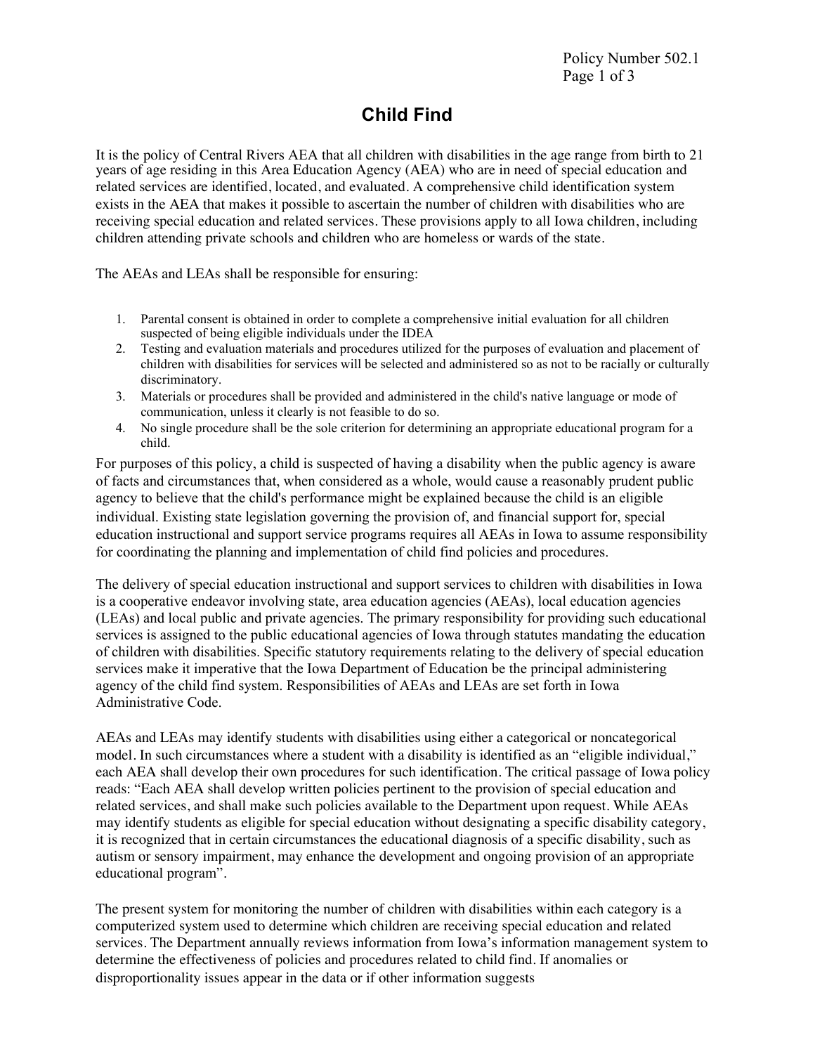# Child Find

It is the policy of Central Rivers AEA that all children with disabilities in the age range from birth to 21 years of age residing in this Area Education Agency (AEA) who are in need of special education and related services are identified, located, and evaluated. A comprehensive child identification system exists in the AEA that makes it possible to ascertain the number of children with disabilities who are receiving special education and related services. These provisions apply to all Iowa children, including children attending private schools and children who are homeless or wards of the state.

The AEAs and LEAs shall be responsible for ensuring:

1. Parental consent is obtained in order to complete a comprehensive initial evaluation for all children suspected of being eligible individuals under the IDEA
2. Testing and evaluation materials and procedures utilized for the purposes of evaluation and placement of children with disabilities for services will be selected and administered so as not to be racially or culturally discriminatory.
3. Materials or procedures shall be provided and administered in the child's native language or mode of communication, unless it clearly is not feasible to do so.
4. No single procedure shall be the sole criterion for determining an appropriate educational program for a child.

For purposes of this policy, a child is suspected of having a disability when the public agency is aware of facts and circumstances that, when considered as a whole, would cause a reasonably prudent public agency to believe that the child's performance might be explained because the child is an eligible individual. Existing state legislation governing the provision of, and financial support for, special education instructional and support service programs requires all AEAs in Iowa to assume responsibility for coordinating the planning and implementation of child find policies and procedures.

The delivery of special education instructional and support services to children with disabilities in Iowa is a cooperative endeavor involving state, area education agencies (AEAs), local education agencies (LEAs) and local public and private agencies. The primary responsibility for providing such educational services is assigned to the public educational agencies of Iowa through statutes mandating the education of children with disabilities. Specific statutory requirements relating to the delivery of special education services make it imperative that the Iowa Department of Education be the principal administering agency of the child find system. Responsibilities of AEAs and LEAs are set forth in Iowa Administrative Code.

AEAs and LEAs may identify students with disabilities using either a categorical or noncategorical model. In such circumstances where a student with a disability is identified as an "eligible individual," each AEA shall develop their own procedures for such identification. The critical passage of Iowa policy reads: "Each AEA shall develop written policies pertinent to the provision of special education and related services, and shall make such policies available to the Department upon request. While AEAs may identify students as eligible for special education without designating a specific disability category, it is recognized that in certain circumstances the educational diagnosis of a specific disability, such as autism or sensory impairment, may enhance the development and ongoing provision of an appropriate educational program".

The present system for monitoring the number of children with disabilities within each category is a computerized system used to determine which children are receiving special education and related services. The Department annually reviews information from Iowa's information management system to determine the effectiveness of policies and procedures related to child find. If anomalies or disproportionality issues appear in the data or if other information suggests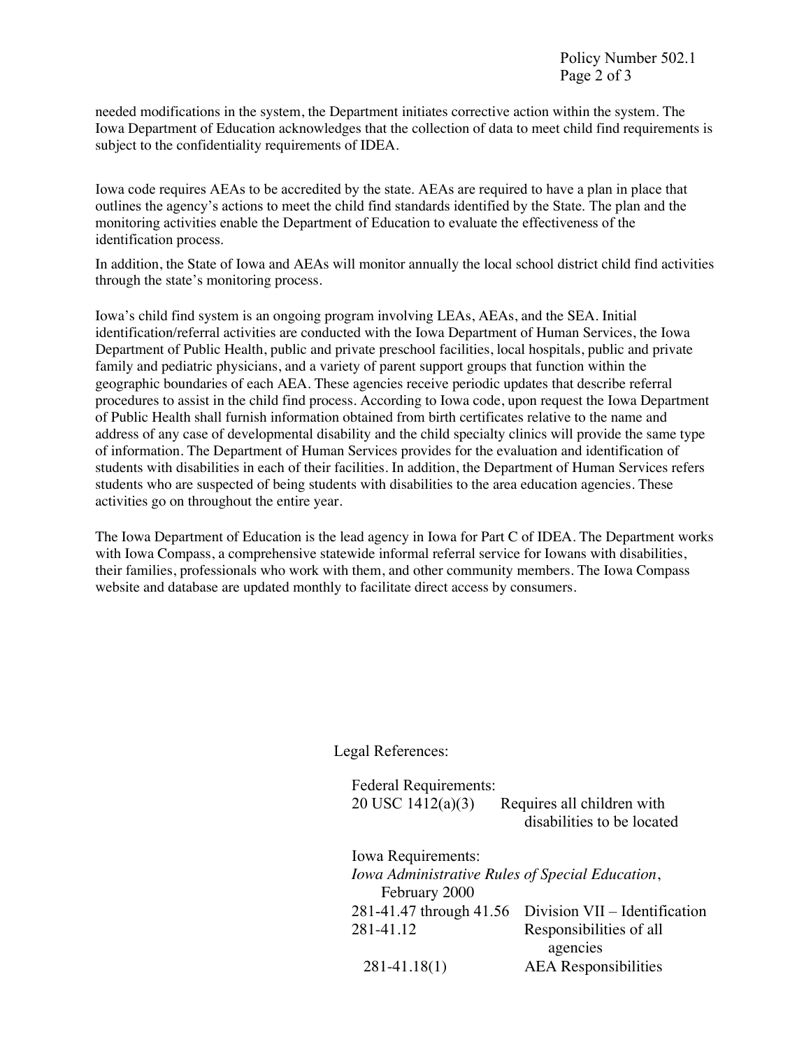needed modifications in the system, the Department initiates corrective action within the system. The Iowa Department of Education acknowledges that the collection of data to meet child find requirements is subject to the confidentiality requirements of IDEA.

Iowa code requires AEAs to be accredited by the state. AEAs are required to have a plan in place that outlines the agency's actions to meet the child find standards identified by the State. The plan and the monitoring activities enable the Department of Education to evaluate the effectiveness of the identification process.

In addition, the State of Iowa and AEAs will monitor annually the local school district child find activities through the state's monitoring process.

Iowa's child find system is an ongoing program involving LEAs, AEAs, and the SEA. Initial identification/referral activities are conducted with the Iowa Department of Human Services, the Iowa Department of Public Health, public and private preschool facilities, local hospitals, public and private family and pediatric physicians, and a variety of parent support groups that function within the geographic boundaries of each AEA. These agencies receive periodic updates that describe referral procedures to assist in the child find process. According to Iowa code, upon request the Iowa Department of Public Health shall furnish information obtained from birth certificates relative to the name and address of any case of developmental disability and the child specialty clinics will provide the same type of information. The Department of Human Services provides for the evaluation and identification of students with disabilities in each of their facilities. In addition, the Department of Human Services refers students who are suspected of being students with disabilities to the area education agencies. These activities go on throughout the entire year.

The Iowa Department of Education is the lead agency in Iowa for Part C of IDEA. The Department works with Iowa Compass, a comprehensive statewide informal referral service for Iowans with disabilities, their families, professionals who work with them, and other community members. The Iowa Compass website and database are updated monthly to facilitate direct access by consumers.

Legal References:

Federal Requirements:

| | |
|---|---|
| 20 USC 1412(a)(3) | Requires all children with disabilities to be located |

Iowa Requirements:

*Iowa Administrative Rules of Special Education*, February 2000

| | |
|---|---|
| 281-41.47 through 41.56 | Division VII – Identification |
| 281-41.12 | Responsibilities of all agencies |
| 281-41.18(1) | AEA Responsibilities |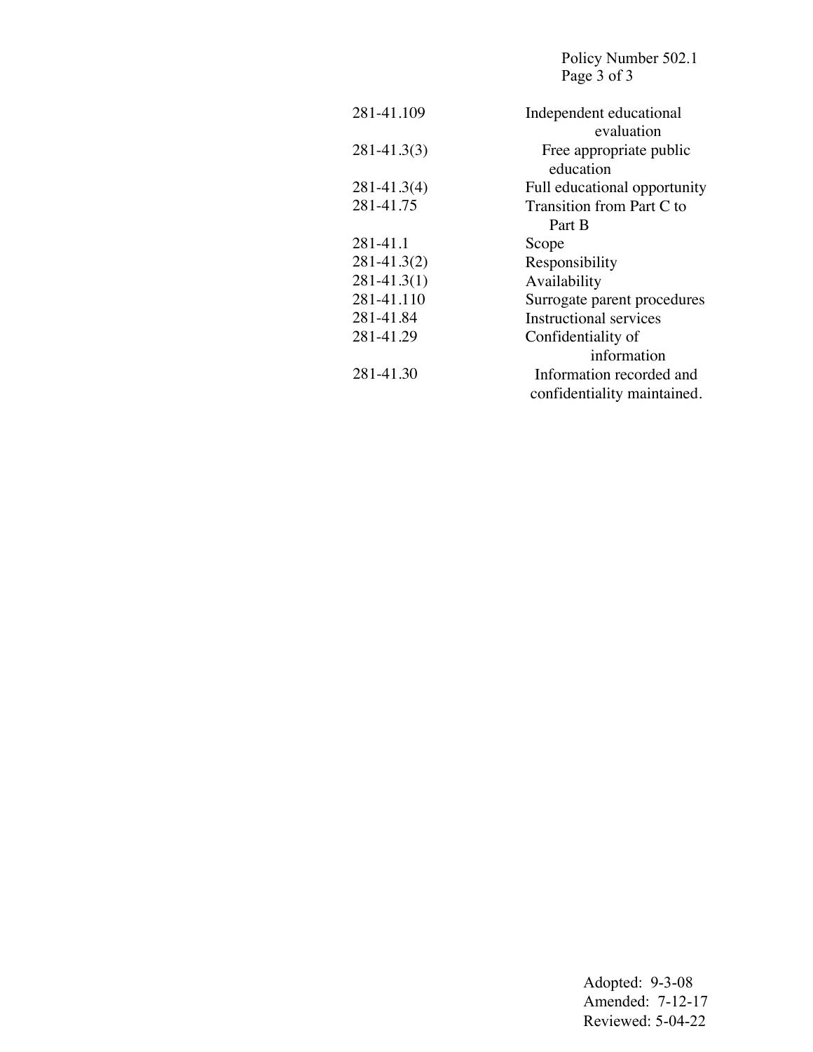| | |
|---|---|
| 281-41.109 | Independent educational evaluation |
| 281-41.3(3) | Free appropriate public education |
| 281-41.3(4) | Full educational opportunity |
| 281-41.75 | Transition from Part C to Part B |
| 281-41.1 | Scope |
| 281-41.3(2) | Responsibility |
| 281-41.3(1) | Availability |
| 281-41.110 | Surrogate parent procedures |
| 281-41.84 | Instructional services |
| 281-41.29 | Confidentiality of information |
| 281-41.30 | Information recorded and confidentiality maintained. |

Adopted: 9-3-08
Amended: 7-12-17
Reviewed: 5-04-22